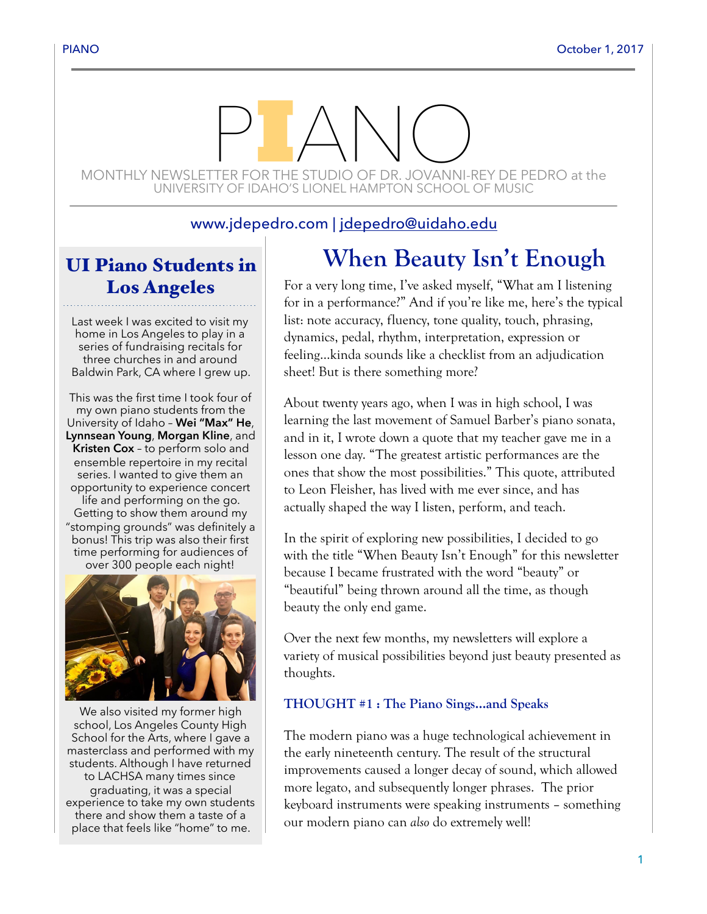# PIANO

MONTHLY NEWSLETTER FOR THE STUDIO OF DR. JOVANNI-REY DE PEDRO at the UNIVERSITY OF IDAHO'S LIONEL HAMPTON SCHOOL OF MUSIC

www.jdepedro.com | jdepedro@uidaho.edu

## UI Piano Students in Los Angeles

Last week I was excited to visit my home in Los Angeles to play in a series of fundraising recitals for three churches in and around Baldwin Park, CA where I grew up.

This was the first time I took four of my own piano students from the University of Idaho – **Wei "Max" He**, **Lynnsean Young**, **Morgan Kline**, and **Kristen Cox** – to perform solo and ensemble repertoire in my recital series. I wanted to give them an opportunity to experience concert life and performing on the go. Getting to show them around my "stomping grounds" was definitely a bonus! This trip was also their first time performing for audiences of over 300 people each night!

We also visited my former high school, Los Angeles County High School for the Arts, where I gave a masterclass and performed with my students. Although I have returned to LACHSA many times since graduating, it was a special experience to take my own students there and show them a taste of a place that feels like "home" to me.

## When Beauty Isn't Enough

For a very long time, I've asked myself, "What am I listening for in a performance?" And if you're like me, here's the typical list: note accuracy, fluency, tone quality, touch, phrasing, dynamics, pedal, rhythm, interpretation, expression or feeling…kinda sounds like a checklist from an adjudication sheet! But is there something more?

About twenty years ago, when I was in high school, I was learning the last movement of Samuel Barber's piano sonata, and in it, I wrote down a quote that my teacher gave me in a lesson one day. "The greatest artistic performances are the ones that show the most possibilities." This quote, attributed to Leon Fleisher, has lived with me ever since, and has actually shaped the way I listen, perform, and teach.

In the spirit of exploring new possibilities, I decided to go with the title "When Beauty Isn't Enough" for this newsletter because I became frustrated with the word "beauty" or "beautiful" being thrown around all the time, as though beauty the only end game.

Over the next few months, my newsletters will explore a variety of musical possibilities beyond just beauty presented as thoughts.

### THOUGHT #1 : The Piano Sings…and Speaks

The modern piano was a huge technological achievement in the early nineteenth century. The result of the structural improvements caused a longer decay of sound, which allowed more legato, and subsequently longer phrases. The prior keyboard instruments were speaking instruments – something our modern piano can *also* do extremely well!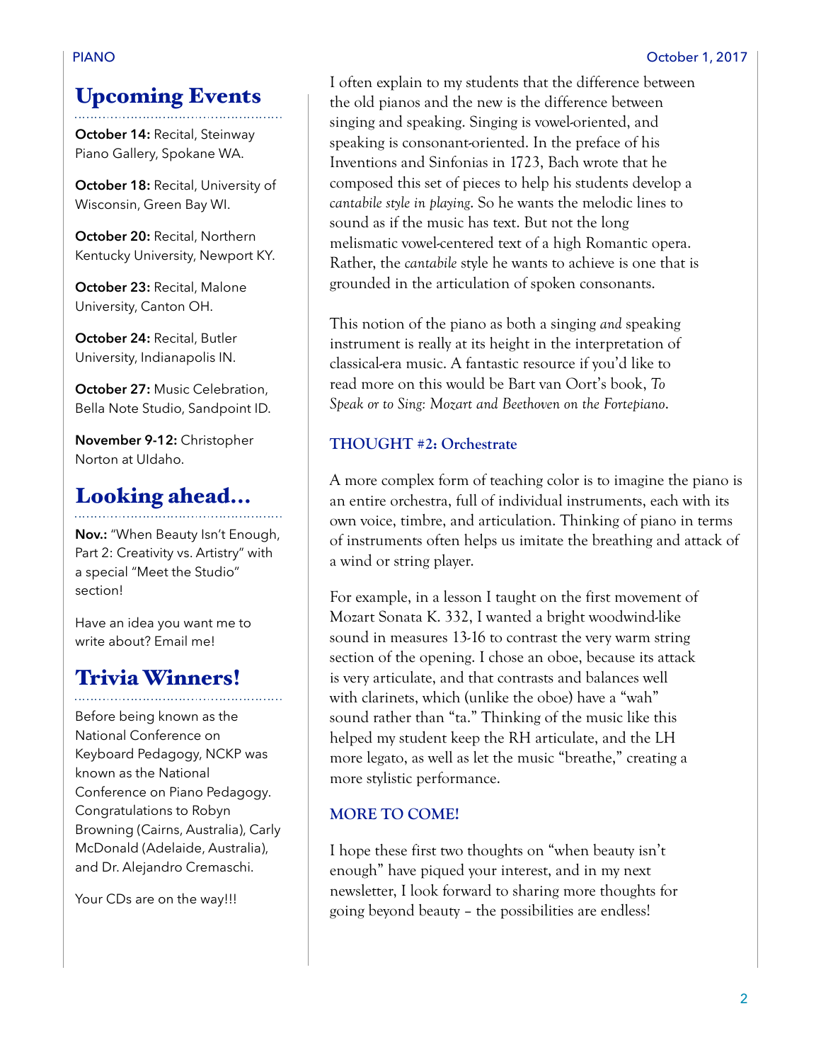## Upcoming Events

**October 14:** Recital, Steinway Piano Gallery, Spokane WA.

**October 18:** Recital, University of Wisconsin, Green Bay WI.

**October 20:** Recital, Northern Kentucky University, Newport KY.

**October 23:** Recital, Malone University, Canton OH.

**October 24:** Recital, Butler University, Indianapolis IN.

**October 27:** Music Celebration, Bella Note Studio, Sandpoint ID.

**November 9-12:** Christopher Norton at UIdaho.

## Looking ahead...

**Nov.:** "When Beauty Isn't Enough, Part 2: Creativity vs. Artistry" with a special "Meet the Studio" section!

Have an idea you want me to write about? Email me!

## Trivia Winners!

Before being known as the National Conference on Keyboard Pedagogy, NCKP was known as the National Conference on Piano Pedagogy. Congratulations to Robyn Browning (Cairns, Australia), Carly McDonald (Adelaide, Australia), and Dr. Alejandro Cremaschi.

Your CDs are on the way!!!

I often explain to my students that the difference between the old pianos and the new is the difference between singing and speaking. Singing is vowel-oriented, and speaking is consonant-oriented. In the preface of his Inventions and Sinfonias in 1723, Bach wrote that he composed this set of pieces to help his students develop a *cantabile style in playing*. So he wants the melodic lines to sound as if the music has text. But not the long melismatic vowel-centered text of a high Romantic opera. Rather, the *cantabile* style he wants to achieve is one that is grounded in the articulation of spoken consonants.

This notion of the piano as both a singing *and* speaking instrument is really at its height in the interpretation of classical-era music. A fantastic resource if you'd like to read more on this would be Bart van Oort's book, *To Speak or to Sing: Mozart and Beethoven on the Fortepiano*.

### THOUGHT #2: Orchestrate

A more complex form of teaching color is to imagine the piano is an entire orchestra, full of individual instruments, each with its own voice, timbre, and articulation. Thinking of piano in terms of instruments often helps us imitate the breathing and attack of a wind or string player.

For example, in a lesson I taught on the first movement of Mozart Sonata K. 332, I wanted a bright woodwind-like sound in measures 13-16 to contrast the very warm string section of the opening. I chose an oboe, because its attack is very articulate, and that contrasts and balances well with clarinets, which (unlike the oboe) have a "wah" sound rather than "ta." Thinking of the music like this helped my student keep the RH articulate, and the LH more legato, as well as let the music "breathe," creating a more stylistic performance.

### MORE TO COME!

I hope these first two thoughts on "when beauty isn't enough" have piqued your interest, and in my next newsletter, I look forward to sharing more thoughts for going beyond beauty – the possibilities are endless!